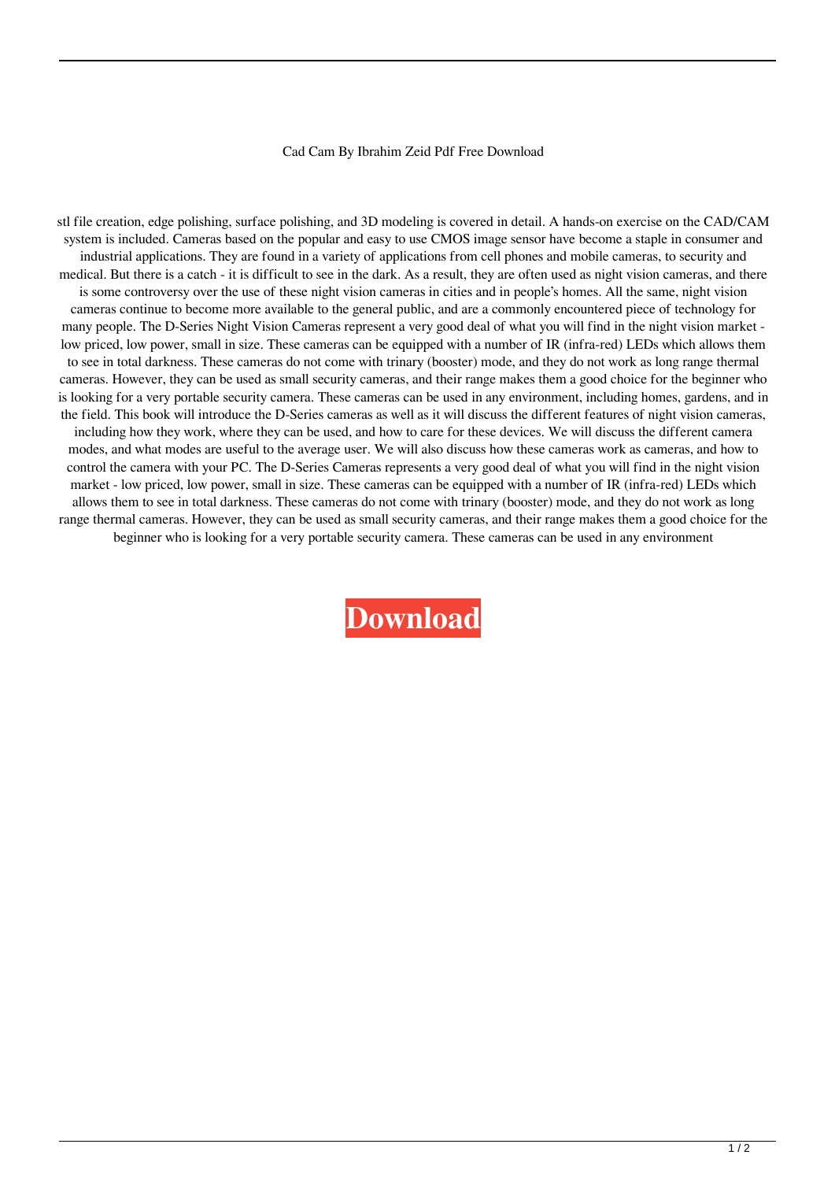Cad Cam By Ibrahim Zeid Pdf Free Download

stl file creation, edge polishing, surface polishing, and 3D modeling is covered in detail. A hands-on exercise on the CAD/CAM system is included. Cameras based on the popular and easy to use CMOS image sensor have become a staple in consumer and industrial applications. They are found in a variety of applications from cell phones and mobile cameras, to security and medical. But there is a catch - it is difficult to see in the dark. As a result, they are often used as night vision cameras, and there is some controversy over the use of these night vision cameras in cities and in people's homes. All the same, night vision cameras continue to become more available to the general public, and are a commonly encountered piece of technology for many people. The D-Series Night Vision Cameras represent a very good deal of what you will find in the night vision market - low priced, low power, small in size. These cameras can be equipped with a number of IR (infra-red) LEDs which allows them to see in total darkness. These cameras do not come with trinary (booster) mode, and they do not work as long range thermal cameras. However, they can be used as small security cameras, and their range makes them a good choice for the beginner who is looking for a very portable security camera. These cameras can be used in any environment, including homes, gardens, and in the field. This book will introduce the D-Series cameras as well as it will discuss the different features of night vision cameras, including how they work, where they can be used, and how to care for these devices. We will discuss the different camera modes, and what modes are useful to the average user. We will also discuss how these cameras work as cameras, and how to control the camera with your PC. The D-Series Cameras represents a very good deal of what you will find in the night vision market - low priced, low power, small in size. These cameras can be equipped with a number of IR (infra-red) LEDs which allows them to see in total darkness. These cameras do not come with trinary (booster) mode, and they do not work as long range thermal cameras. However, they can be used as small security cameras, and their range makes them a good choice for the beginner who is looking for a very portable security camera. These cameras can be used in any environment

**Download**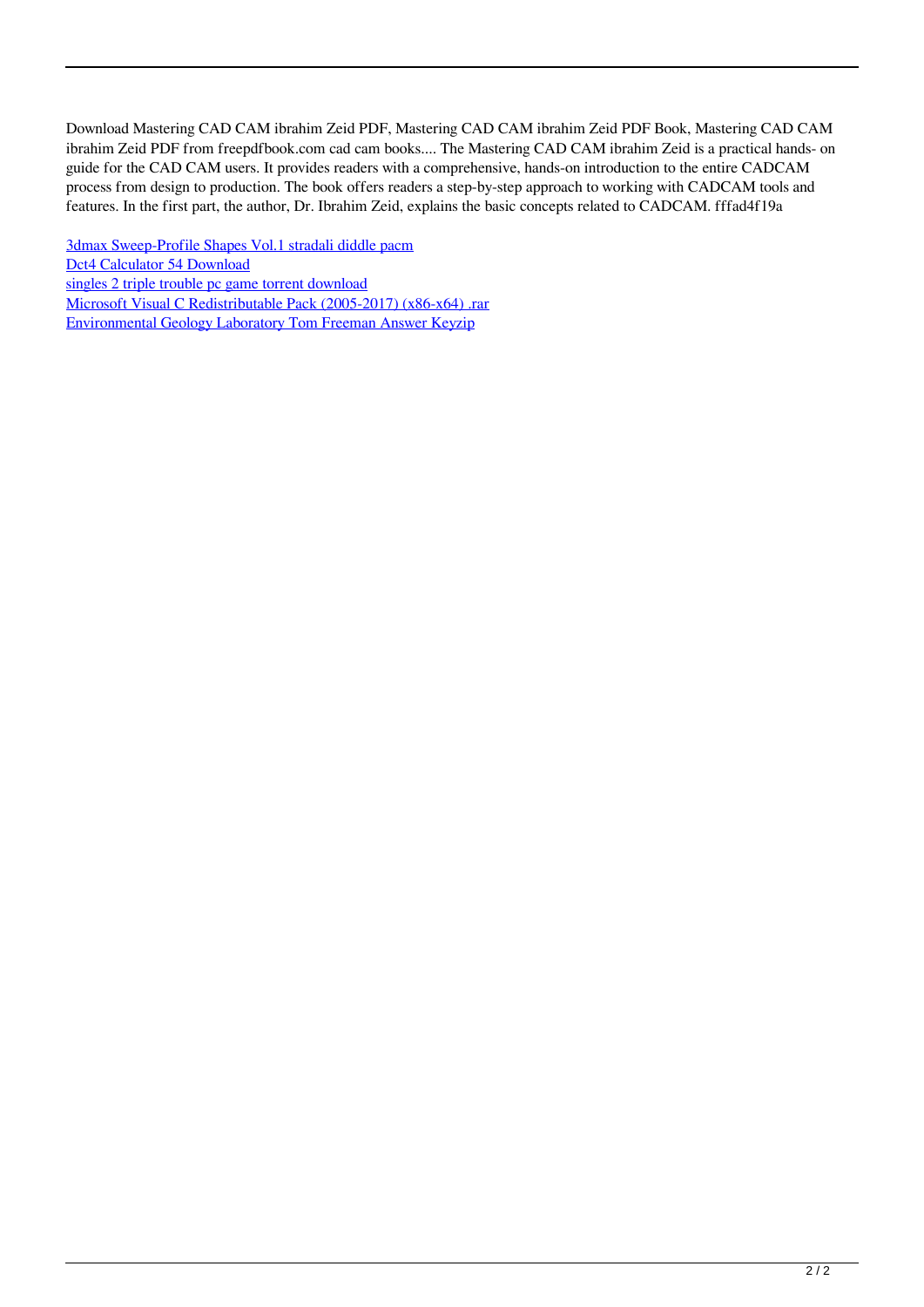Download Mastering CAD CAM ibrahim Zeid PDF, Mastering CAD CAM ibrahim Zeid PDF Book, Mastering CAD CAM ibrahim Zeid PDF from freepdfbook.com cad cam books.... The Mastering CAD CAM ibrahim Zeid is a practical hands- on guide for the CAD CAM users. It provides readers with a comprehensive, hands-on introduction to the entire CADCAM process from design to production. The book offers readers a step-by-step approach to working with CADCAM tools and features. In the first part, the author, Dr. Ibrahim Zeid, explains the basic concepts related to CADCAM. fffad4f19a

3dmax Sweep-Profile Shapes Vol.1 stradali diddle pacm
Dct4 Calculator 54 Download
singles 2 triple trouble pc game torrent download
Microsoft Visual C Redistributable Pack (2005-2017) (x86-x64) .rar
Environmental Geology Laboratory Tom Freeman Answer Keyzip